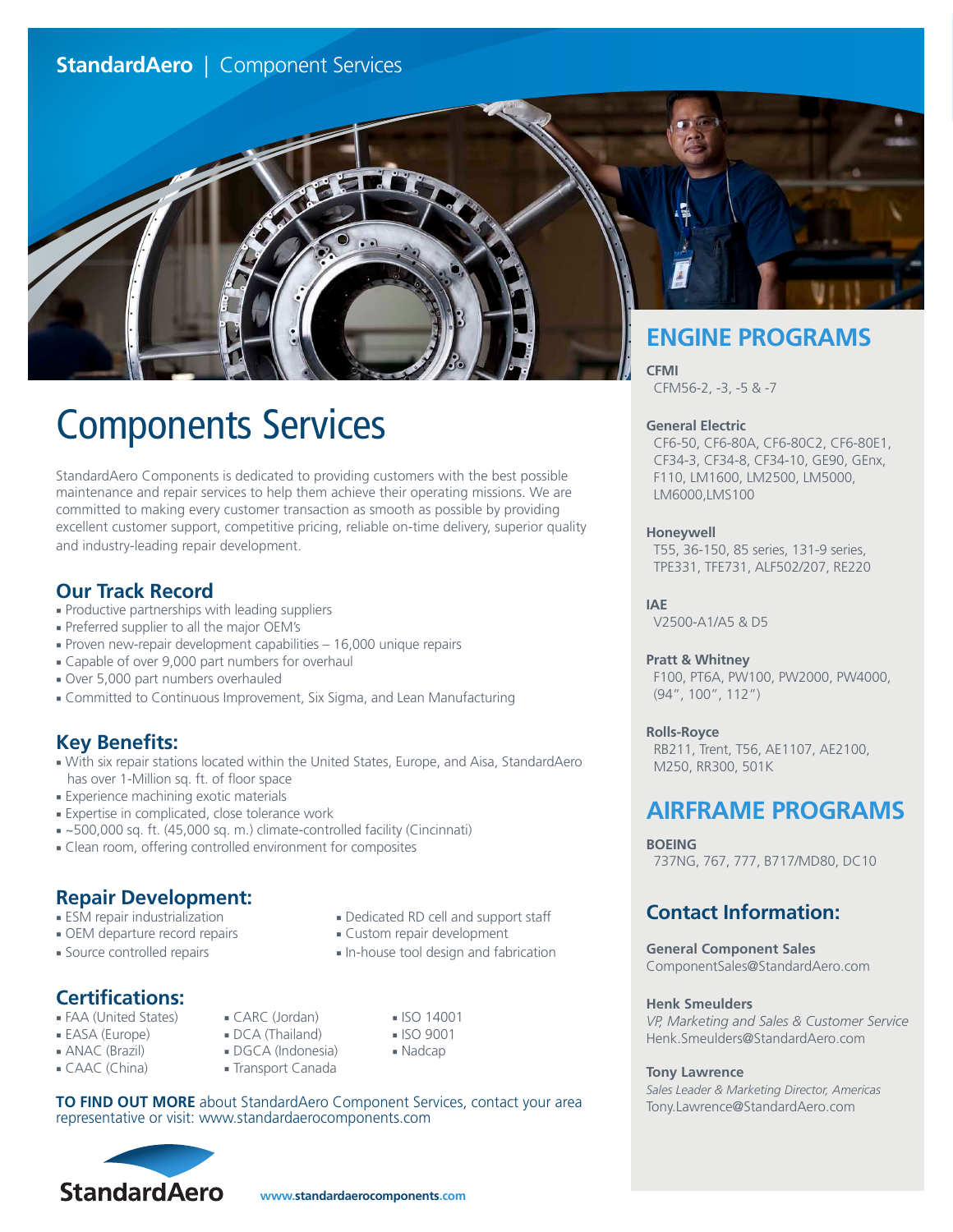StandardAero | Component Services

# Components Services

StandardAero Components is dedicated to providing customers with the best possible maintenance and repair services to help them achieve their operating missions. We are committed to making every customer transaction as smooth as possible by providing excellent customer support, competitive pricing, reliable on-time delivery, superior quality and industry-leading repair development.

## Our Track Record

- Productive partnerships with leading suppliers
- Preferred supplier to all the major OEM's
- Proven new-repair development capabilities – 16,000 unique repairs
- Capable of over 9,000 part numbers for overhaul
- Over 5,000 part numbers overhauled
- Committed to Continuous Improvement, Six Sigma, and Lean Manufacturing

## Key Benefits:

- With six repair stations located within the United States, Europe, and Aisa, StandardAero has over 1-Million sq. ft. of floor space
- Experience machining exotic materials
- Expertise in complicated, close tolerance work
- ~500,000 sq. ft. (45,000 sq. m.) climate-controlled facility (Cincinnati)
- Clean room, offering controlled environment for composites

## Repair Development:

- ESM repair industrialization
- OEM departure record repairs
- Source controlled repairs
- Dedicated RD cell and support staff
- Custom repair development
- In-house tool design and fabrication

## Certifications:

- FAA (United States)
- EASA (Europe)
- ANAC (Brazil)
- CAAC (China)
- CARC (Jordan)
- DCA (Thailand)
- DGCA (Indonesia)
- Transport Canada
- ISO 14001
- ISO 9001
- Nadcap

**TO FIND OUT MORE** about StandardAero Component Services, contact your area representative or visit: www.standardaerocomponents.com

## ENGINE PROGRAMS

**CFMI**
CFM56-2, -3, -5 & -7

**General Electric**
CF6-50, CF6-80A, CF6-80C2, CF6-80E1, CF34-3, CF34-8, CF34-10, GE90, GEnx, F110, LM1600, LM2500, LM5000, LM6000,LMS100

**Honeywell**
T55, 36-150, 85 series, 131-9 series, TPE331, TFE731, ALF502/207, RE220

**IAE**
V2500-A1/A5 & D5

**Pratt & Whitney**
F100, PT6A, PW100, PW2000, PW4000, (94", 100", 112")

**Rolls-Royce**
RB211, Trent, T56, AE1107, AE2100, M250, RR300, 501K

## AIRFRAME PROGRAMS

**BOEING**
737NG, 767, 777, B717/MD80, DC10

## Contact Information:

**General Component Sales**
ComponentSales@StandardAero.com

**Henk Smeulders**
*VP, Marketing and Sales & Customer Service*
Henk.Smeulders@StandardAero.com

**Tony Lawrence**
*Sales Leader & Marketing Director, Americas*
Tony.Lawrence@StandardAero.com

StandardAero

www.standardaerocomponents.com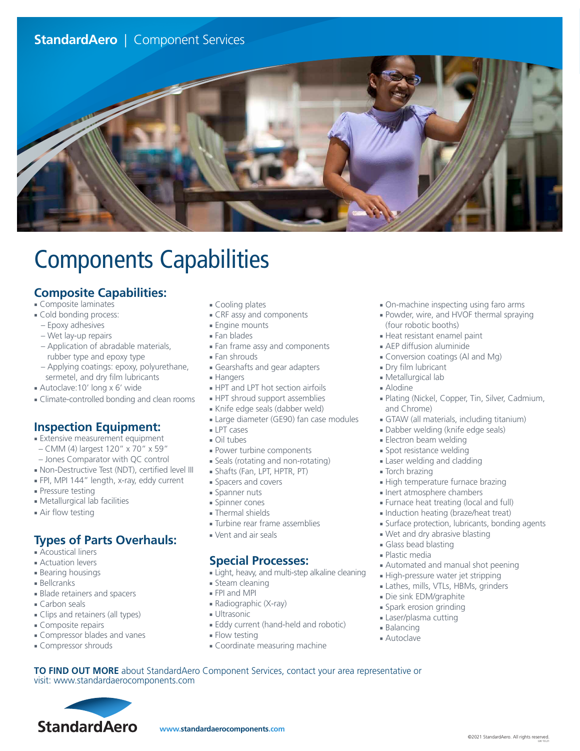StandardAero | Component Services

# Components Capabilities

## Composite Capabilities:

- Composite laminates
- Cold bonding process:
  - Epoxy adhesives
  - Wet lay-up repairs
  - Application of abradable materials, rubber type and epoxy type
  - Applying coatings: epoxy, polyurethane, sermetel, and dry film lubricants
- Autoclave:10' long x 6' wide
- Climate-controlled bonding and clean rooms

## Inspection Equipment:

- Extensive measurement equipment
  - CMM (4) largest 120" x 70" x 59"
  - Jones Comparator with QC control
- Non-Destructive Test (NDT), certified level III
- FPI, MPI 144" length, x-ray, eddy current
- Pressure testing
- Metallurgical lab facilities
- Air flow testing

## Types of Parts Overhauls:

- Acoustical liners
- Actuation levers
- Bearing housings
- Bellcranks
- Blade retainers and spacers
- Carbon seals
- Clips and retainers (all types)
- Composite repairs
- Compressor blades and vanes
- Compressor shrouds
- Cooling plates
- CRF assy and components
- Engine mounts
- Fan blades
- Fan frame assy and components
- Fan shrouds
- Gearshafts and gear adapters
- Hangers
- HPT and LPT hot section airfoils
- HPT shroud support assemblies
- Knife edge seals (dabber weld)
- Large diameter (GE90) fan case modules
- LPT cases
- Oil tubes
- Power turbine components
- Seals (rotating and non-rotating)
- Shafts (Fan, LPT, HPTR, PT)
- Spacers and covers
- Spanner nuts
- Spinner cones
- Thermal shields
- Turbine rear frame assemblies
- Vent and air seals

## Special Processes:

- Light, heavy, and multi-step alkaline cleaning
- Steam cleaning
- FPI and MPI
- Radiographic (X-ray)
- Ultrasonic
- Eddy current (hand-held and robotic)
- Flow testing
- Coordinate measuring machine
- On-machine inspecting using faro arms
- Powder, wire, and HVOF thermal spraying (four robotic booths)
- Heat resistant enamel paint
- AEP diffusion aluminide
- Conversion coatings (Al and Mg)
- Dry film lubricant
- Metallurgical lab
- Alodine
- Plating (Nickel, Copper, Tin, Silver, Cadmium, and Chrome)
- GTAW (all materials, including titanium)
- Dabber welding (knife edge seals)
- Electron beam welding
- Spot resistance welding
- Laser welding and cladding
- Torch brazing
- High temperature furnace brazing
- Inert atmosphere chambers
- Furnace heat treating (local and full)
- Induction heating (braze/heat treat)
- Surface protection, lubricants, bonding agents
- Wet and dry abrasive blasting
- Glass bead blasting
- Plastic media
- Automated and manual shot peening
- High-pressure water jet stripping
- Lathes, mills, VTLs, HBMs, grinders
- Die sink EDM/graphite
- Spark erosion grinding
- Laser/plasma cutting
- Balancing
- Autoclave

**TO FIND OUT MORE** about StandardAero Component Services, contact your area representative or visit: www.standardaerocomponents.com

StandardAero

www.standardaerocomponents.com

©2021 StandardAero. All rights reserved.